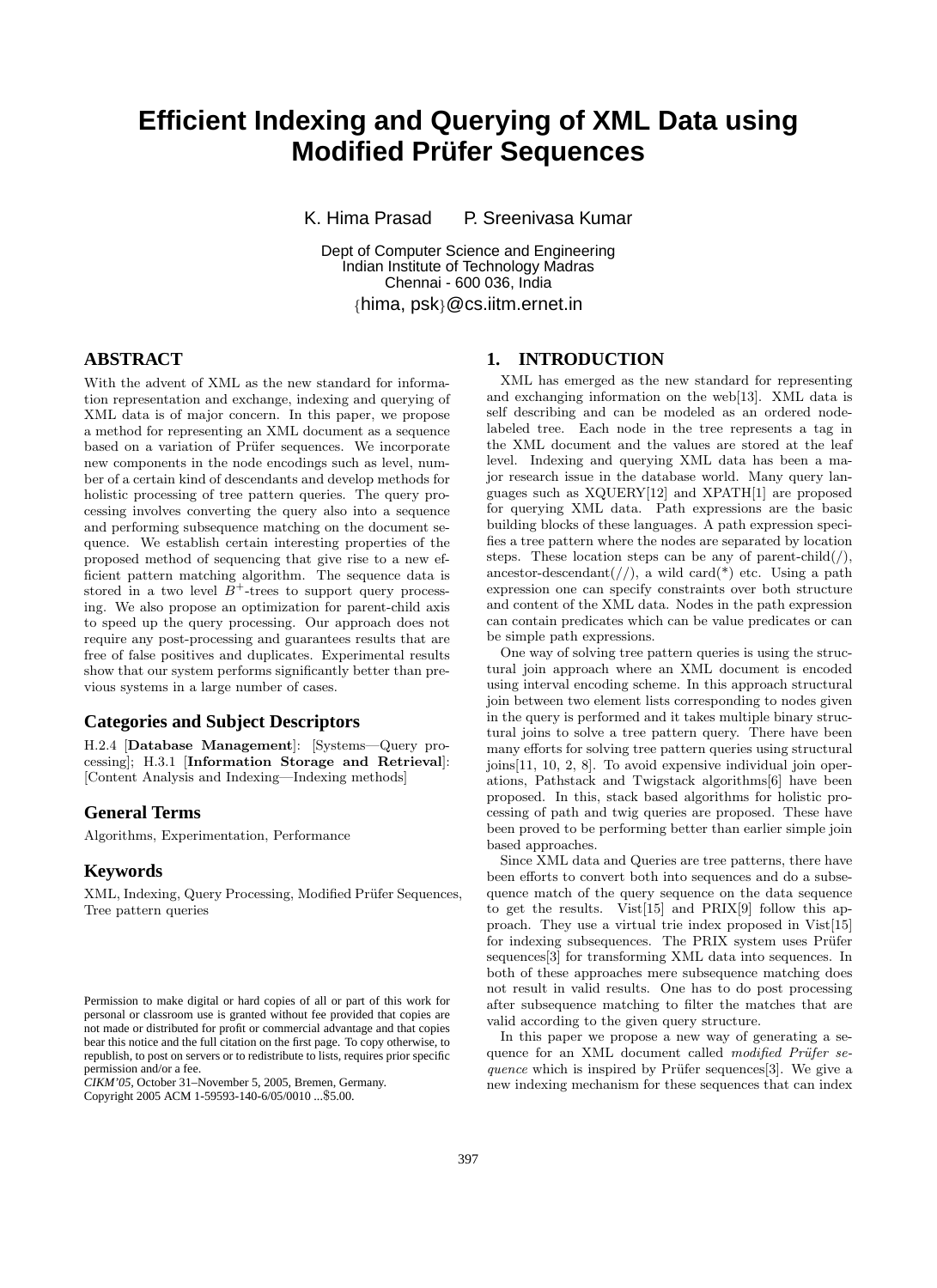# Efficient Indexing and Querying of XML Data using Modified Prüfer Sequences

K. Hima Prasad  P. Sreenivasa Kumar

Dept of Computer Science and Engineering
Indian Institute of Technology Madras
Chennai - 600 036, India
{hima, psk}@cs.iitm.ernet.in

## ABSTRACT

With the advent of XML as the new standard for information representation and exchange, indexing and querying of XML data is of major concern. In this paper, we propose a method for representing an XML document as a sequence based on a variation of Prüfer sequences. We incorporate new components in the node encodings such as level, number of a certain kind of descendants and develop methods for holistic processing of tree pattern queries. The query processing involves converting the query also into a sequence and performing subsequence matching on the document sequence. We establish certain interesting properties of the proposed method of sequencing that give rise to a new efficient pattern matching algorithm. The sequence data is stored in a two level $B^+$-trees to support query processing. We also propose an optimization for parent-child axis to speed up the query processing. Our approach does not require any post-processing and guarantees results that are free of false positives and duplicates. Experimental results show that our system performs significantly better than previous systems in a large number of cases.

### Categories and Subject Descriptors

H.2.4 [**Database Management**]: [Systems—Query processing]; H.3.1 [**Information Storage and Retrieval**]: [Content Analysis and Indexing—Indexing methods]

### General Terms

Algorithms, Experimentation, Performance

### Keywords

XML, Indexing, Query Processing, Modified Prüfer Sequences, Tree pattern queries

Permission to make digital or hard copies of all or part of this work for personal or classroom use is granted without fee provided that copies are not made or distributed for profit or commercial advantage and that copies bear this notice and the full citation on the first page. To copy otherwise, to republish, to post on servers or to redistribute to lists, requires prior specific permission and/or a fee.
*CIKM'05*, October 31–November 5, 2005, Bremen, Germany.
Copyright 2005 ACM 1-59593-140-6/05/0010 ...$5.00.

## 1. INTRODUCTION

XML has emerged as the new standard for representing and exchanging information on the web[13]. XML data is self describing and can be modeled as an ordered node-labeled tree. Each node in the tree represents a tag in the XML document and the values are stored at the leaf level. Indexing and querying XML data has been a major research issue in the database world. Many query languages such as XQUERY[12] and XPATH[1] are proposed for querying XML data. Path expressions are the basic building blocks of these languages. A path expression specifies a tree pattern where the nodes are separated by location steps. These location steps can be any of parent-child(/), ancestor-descendant(//), a wild card(*) etc. Using a path expression one can specify constraints over both structure and content of the XML data. Nodes in the path expression can contain predicates which can be value predicates or can be simple path expressions.

One way of solving tree pattern queries is using the structural join approach where an XML document is encoded using interval encoding scheme. In this approach structural join between two element lists corresponding to nodes given in the query is performed and it takes multiple binary structural joins to solve a tree pattern query. There have been many efforts for solving tree pattern queries using structural joins[11, 10, 2, 8]. To avoid expensive individual join operations, Pathstack and Twigstack algorithms[6] have been proposed. In this, stack based algorithms for holistic processing of path and twig queries are proposed. These have been proved to be performing better than earlier simple join based approaches.

Since XML data and Queries are tree patterns, there have been efforts to convert both into sequences and do a subsequence match of the query sequence on the data sequence to get the results. Vist[15] and PRIX[9] follow this approach. They use a virtual trie index proposed in Vist[15] for indexing subsequences. The PRIX system uses Prüfer sequences[3] for transforming XML data into sequences. In both of these approaches mere subsequence matching does not result in valid results. One has to do post processing after subsequence matching to filter the matches that are valid according to the given query structure.

In this paper we propose a new way of generating a sequence for an XML document called *modified Prüfer sequence* which is inspired by Prüfer sequences[3]. We give a new indexing mechanism for these sequences that can index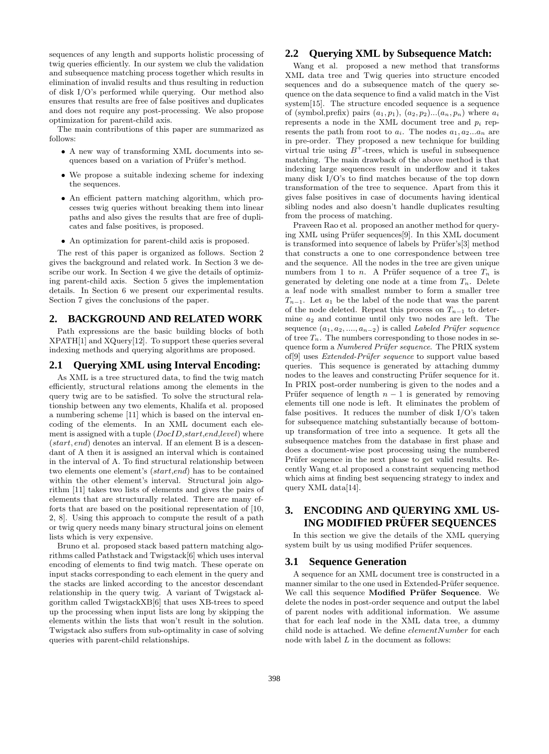sequences of any length and supports holistic processing of twig queries efficiently. In our system we club the validation and subsequence matching process together which results in elimination of invalid results and thus resulting in reduction of disk I/O's performed while querying. Our method also ensures that results are free of false positives and duplicates and does not require any post-processing. We also propose optimization for parent-child axis.

The main contributions of this paper are summarized as follows:

- A new way of transforming XML documents into sequences based on a variation of Prüfer's method.
- We propose a suitable indexing scheme for indexing the sequences.
- An efficient pattern matching algorithm, which processes twig queries without breaking them into linear paths and also gives the results that are free of duplicates and false positives, is proposed.
- An optimization for parent-child axis is proposed.

The rest of this paper is organized as follows. Section 2 gives the background and related work. In Section 3 we describe our work. In Section 4 we give the details of optimizing parent-child axis. Section 5 gives the implementation details. In Section 6 we present our experimental results. Section 7 gives the conclusions of the paper.

## 2. BACKGROUND AND RELATED WORK

Path expressions are the basic building blocks of both XPATH[1] and XQuery[12]. To support these queries several indexing methods and querying algorithms are proposed.

### 2.1 Querying XML using Interval Encoding:

As XML is a tree structured data, to find the twig match efficiently, structural relations among the elements in the query twig are to be satisfied. To solve the structural relationship between any two elements, Khalifa et al. proposed a numbering scheme [11] which is based on the interval encoding of the elements. In an XML document each element is assigned with a tuple (*DocID*,*start*,*end*,*level*) where (*start*, *end*) denotes an interval. If an element B is a descendant of A then it is assigned an interval which is contained in the interval of A. To find structural relationship between two elements one element's (*start*,*end*) has to be contained within the other element's interval. Structural join algorithm [11] takes two lists of elements and gives the pairs of elements that are structurally related. There are many efforts that are based on the positional representation of [10, 2, 8]. Using this approach to compute the result of a path or twig query needs many binary structural joins on element lists which is very expensive.

Bruno et al. proposed stack based pattern matching algorithms called Pathstack and Twigstack[6] which uses interval encoding of elements to find twig match. These operate on input stacks corresponding to each element in the query and the stacks are linked according to the ancestor descendant relationship in the query twig. A variant of Twigstack algorithm called TwigstackXB[6] that uses XB-trees to speed up the processing when input lists are long by skipping the elements within the lists that won't result in the solution. Twigstack also suffers from sub-optimality in case of solving queries with parent-child relationships.

### 2.2 Querying XML by Subsequence Match:

Wang et al. proposed a new method that transforms XML data tree and Twig queries into structure encoded sequences and do a subsequence match of the query sequence on the data sequence to find a valid match in the Vist system[15]. The structure encoded sequence is a sequence of (symbol,prefix) pairs $(a_1, p_1)$, $(a_2, p_2)$...$(a_n, p_n)$ where $a_i$ represents a node in the XML document tree and $p_i$ represents the path from root to $a_i$. The nodes $a_1, a_2...a_n$ are in pre-order. They proposed a new technique for building virtual trie using $B^+$-trees, which is useful in subsequence matching. The main drawback of the above method is that indexing large sequences result in underflow and it takes many disk I/O's to find matches because of the top down transformation of the tree to sequence. Apart from this it gives false positives in case of documents having identical sibling nodes and also doesn't handle duplicates resulting from the process of matching.

Praveen Rao et al. proposed an another method for querying XML using Prüfer sequences[9]. In this XML document is transformed into sequence of labels by Prüfer's[3] method that constructs a one to one correspondence between tree and the sequence. All the nodes in the tree are given unique numbers from 1 to $n$. A Prüfer sequence of a tree $T_n$ is generated by deleting one node at a time from $T_n$. Delete a leaf node with smallest number to form a smaller tree $T_{n-1}$. Let $a_1$ be the label of the node that was the parent of the node deleted. Repeat this process on $T_{n-1}$ to determine $a_2$ and continue until only two nodes are left. The sequence $(a_1, a_2, ...., a_{n-2})$ is called *Labeled Prüfer sequence* of tree $T_n$. The numbers corresponding to those nodes in sequence form a *Numbered Prüfer sequence*. The PRIX system of[9] uses *Extended-Prüfer sequence* to support value based queries. This sequence is generated by attaching dummy nodes to the leaves and constructing Prüfer sequence for it. In PRIX post-order numbering is given to the nodes and a Prüfer sequence of length $n-1$ is generated by removing elements till one node is left. It eliminates the problem of false positives. It reduces the number of disk I/O's taken for subsequence matching substantially because of bottom-up transformation of tree into a sequence. It gets all the subsequence matches from the database in first phase and does a document-wise post processing using the numbered Prüfer sequence in the next phase to get valid results. Recently Wang et.al proposed a constraint sequencing method which aims at finding best sequencing strategy to index and query XML data[14].

## 3. ENCODING AND QUERYING XML USING MODIFIED PRÜFER SEQUENCES

In this section we give the details of the XML querying system built by us using modified Prüfer sequences.

### 3.1 Sequence Generation

A sequence for an XML document tree is constructed in a manner similar to the one used in Extended-Prüfer sequence. We call this sequence **Modified Prüfer Sequence**. We delete the nodes in post-order sequence and output the label of parent nodes with additional information. We assume that for each leaf node in the XML data tree, a dummy child node is attached. We define *elementNumber* for each node with label $L$ in the document as follows: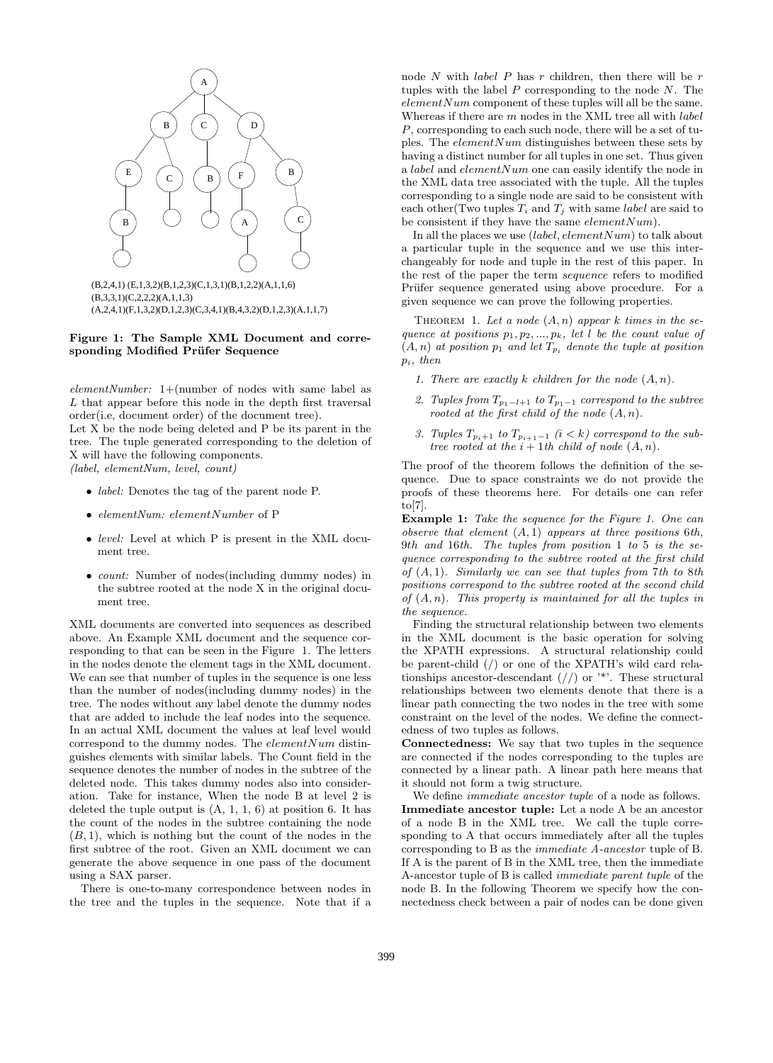(B,2,4,1) (E,1,3,2)(B,1,2,3)(C,1,3,1)(B,1,2,2)(A,1,1,6)
(B,3,3,1)(C,2,2,2)(A,1,1,3)
(A,2,4,1)(F,1,3,2)(D,1,2,3)(C,3,4,1)(B,4,3,2)(D,1,2,3)(A,1,1,7)

**Figure 1: The Sample XML Document and corresponding Modified Prüfer Sequence**

*elementNumber:* 1+(number of nodes with same label as L that appear before this node in the depth first traversal order(i.e, document order) of the document tree).
Let X be the node being deleted and P be its parent in the tree. The tuple generated corresponding to the deletion of X will have the following components.
*(label, elementNum, level, count)*

- *label:* Denotes the tag of the parent node P.
- *elementNum: elementNumber* of P
- *level:* Level at which P is present in the XML document tree.
- *count:* Number of nodes(including dummy nodes) in the subtree rooted at the node X in the original document tree.

XML documents are converted into sequences as described above. An Example XML document and the sequence corresponding to that can be seen in the Figure 1. The letters in the nodes denote the element tags in the XML document. We can see that number of tuples in the sequence is one less than the number of nodes(including dummy nodes) in the tree. The nodes without any label denote the dummy nodes that are added to include the leaf nodes into the sequence. In an actual XML document the values at leaf level would correspond to the dummy nodes. The $elementNum$ distinguishes elements with similar labels. The Count field in the sequence denotes the number of nodes in the subtree of the deleted node. This takes dummy nodes also into consideration. Take for instance, When the node B at level 2 is deleted the tuple output is (A, 1, 1, 6) at position 6. It has the count of the nodes in the subtree containing the node $(B, 1)$, which is nothing but the count of the nodes in the first subtree of the root. Given an XML document we can generate the above sequence in one pass of the document using a SAX parser.

There is one-to-many correspondence between nodes in the tree and the tuples in the sequence. Note that if a node $N$ with *label* $P$ has $r$ children, then there will be $r$ tuples with the label $P$ corresponding to the node $N$. The $elementNum$ component of these tuples will all be the same. Whereas if there are $m$ nodes in the XML tree all with *label* $P$, corresponding to each such node, there will be a set of tuples. The $elementNum$ distinguishes between these sets by having a distinct number for all tuples in one set. Thus given a *label* and $elementNum$ one can easily identify the node in the XML data tree associated with the tuple. All the tuples corresponding to a single node are said to be consistent with each other(Two tuples $T_i$ and $T_j$ with same *label* are said to be consistent if they have the same $elementNum$).

In all the places we use $(label, elementNum)$ to talk about a particular tuple in the sequence and we use this interchangeably for node and tuple in the rest of this paper. In the rest of the paper the term *sequence* refers to modified Prüfer sequence generated using above procedure. For a given sequence we can prove the following properties.

Theorem 1. *Let a node $(A, n)$ appear $k$ times in the sequence at positions $p_1, p_2, ..., p_k$, let $l$ be the count value of $(A, n)$ at position $p_1$ and let $T_{p_i}$ denote the tuple at position $p_i$, then*

1. *There are exactly $k$ children for the node $(A, n)$.*
2. *Tuples from $T_{p_1-l+1}$ to $T_{p_1-1}$ correspond to the subtree rooted at the first child of the node $(A, n)$.*
3. *Tuples $T_{p_i+1}$ to $T_{p_{i+1}-1}$ $(i < k)$ correspond to the subtree rooted at the $i+1$th child of node $(A, n)$.*

The proof of the theorem follows the definition of the sequence. Due to space constraints we do not provide the proofs of these theorems here. For details one can refer to[7].

**Example 1:** *Take the sequence for the Figure 1. One can observe that element $(A, 1)$ appears at three positions 6th, 9th and 16th. The tuples from position 1 to 5 is the sequence corresponding to the subtree rooted at the first child of $(A, 1)$. Similarly we can see that tuples from 7th to 8th positions correspond to the subtree rooted at the second child of $(A, n)$. This property is maintained for all the tuples in the sequence.*

Finding the structural relationship between two elements in the XML document is the basic operation for solving the XPATH expressions. A structural relationship could be parent-child (/) or one of the XPATH's wild card relationships ancestor-descendant (//) or '*'. These structural relationships between two elements denote that there is a linear path connecting the two nodes in the tree with some constraint on the level of the nodes. We define the connectedness of two tuples as follows.

**Connectedness:** We say that two tuples in the sequence are connected if the nodes corresponding to the tuples are connected by a linear path. A linear path here means that it should not form a twig structure.

We define *immediate ancestor tuple* of a node as follows.

**Immediate ancestor tuple:** Let a node A be an ancestor of a node B in the XML tree. We call the tuple corresponding to A that occurs immediately after all the tuples corresponding to B as the *immediate A-ancestor* tuple of B. If A is the parent of B in the XML tree, then the immediate A-ancestor tuple of B is called *immediate parent tuple* of the node B. In the following Theorem we specify how the connectedness check between a pair of nodes can be done given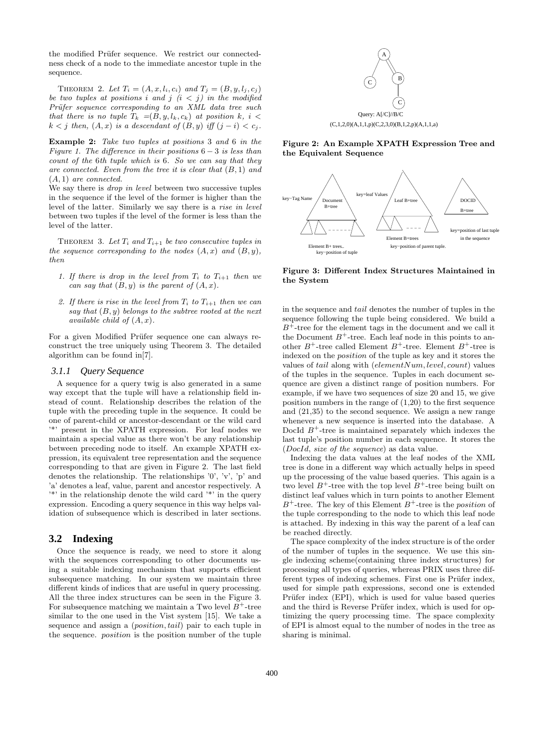the modified Prüfer sequence. We restrict our connectedness check of a node to the immediate ancestor tuple in the sequence.

THEOREM 2. *Let $T_i = (A, x, l_i, c_i)$ and $T_j = (B, y, l_j, c_j)$ be two tuples at positions $i$ and $j$ $(i < j)$ in the modified Prüfer sequence corresponding to an XML data tree such that there is no tuple $T_k = (B, y, l_k, c_k)$ at position $k$, $i < k < j$ then, $(A, x)$ is a descendant of $(B, y)$ iff $(j - i) < c_j$.*

**Example 2:** *Take two tuples at positions 3 and 6 in the Figure 1. The difference in their positions $6 - 3$ is less than count of the 6th tuple which is 6. So we can say that they are connected. Even from the tree it is clear that $(B, 1)$ and $(A, 1)$ are connected.*

We say there is *drop in level* between two successive tuples in the sequence if the level of the former is higher than the level of the latter. Similarly we say there is a *rise in level* between two tuples if the level of the former is less than the level of the latter.

THEOREM 3. *Let $T_i$ and $T_{i+1}$ be two consecutive tuples in the sequence corresponding to the nodes $(A, x)$ and $(B, y)$, then*

1. *If there is drop in the level from $T_i$ to $T_{i+1}$ then we can say that $(B, y)$ is the parent of $(A, x)$.*
2. *If there is rise in the level from $T_i$ to $T_{i+1}$ then we can say that $(B, y)$ belongs to the subtree rooted at the next available child of $(A, x)$.*

For a given Modified Prüfer sequence one can always reconstruct the tree uniquely using Theorem 3. The detailed algorithm can be found in[7].

### 3.1.1 Query Sequence

A sequence for a query twig is also generated in a same way except that the tuple will have a relationship field instead of count. Relationship describes the relation of the tuple with the preceding tuple in the sequence. It could be one of parent-child or ancestor-descendant or the wild card '*' present in the XPATH expression. For leaf nodes we maintain a special value as there won't be any relationship between preceding node to itself. An example XPATH expression, its equivalent tree representation and the sequence corresponding to that are given in Figure 2. The last field denotes the relationship. The relationships '0', 'v', 'p' and 'a' denotes a leaf, value, parent and ancestor respectively. A '*' in the relationship denote the wild card '*' in the query expression. Encoding a query sequence in this way helps validation of subsequence which is described in later sections.

Query: A[/C]//B/C

(C,1,2,0)(A,1,1,p)(C,2,3,0)(B,1,2,p)(A,1,1,a)

**Figure 2: An Example XPATH Expression Tree and the Equivalent Sequence**

**Figure 3: Different Index Structures Maintained in the System**

## 3.2 Indexing

Once the sequence is ready, we need to store it along with the sequences corresponding to other documents using a suitable indexing mechanism that supports efficient subsequence matching. In our system we maintain three different kinds of indices that are useful in query processing. All the three index structures can be seen in the Figure 3. For subsequence matching we maintain a Two level $B^+$-tree similar to the one used in the Vist system [15]. We take a sequence and assign a $(position, tail)$ pair to each tuple in the sequence. *position* is the position number of the tuple in the sequence and *tail* denotes the number of tuples in the sequence following the tuple being considered. We build a $B^+$-tree for the element tags in the document and we call it the Document $B^+$-tree. Each leaf node in this points to another $B^+$-tree called Element $B^+$-tree. Element $B^+$-tree is indexed on the *position* of the tuple as key and it stores the values of *tail* along with $(elementNum, level, count)$ values of the tuples in the sequence. Tuples in each document sequence are given a distinct range of position numbers. For example, if we have two sequences of size 20 and 15, we give position numbers in the range of (1,20) to the first sequence and (21,35) to the second sequence. We assign a new range whenever a new sequence is inserted into the database. A DocId $B^+$-tree is maintained separately which indexes the last tuple's position number in each sequence. It stores the $(DocId, size\ of\ the\ sequence)$ as data value.

Indexing the data values at the leaf nodes of the XML tree is done in a different way which actually helps in speed up the processing of the value based queries. This again is a two level $B^+$-tree with the top level $B^+$-tree being built on distinct leaf values which in turn points to another Element $B^+$-tree. The key of this Element $B^+$-tree is the *position* of the tuple corresponding to the node to which this leaf node is attached. By indexing in this way the parent of a leaf can be reached directly.

The space complexity of the index structure is of the order of the number of tuples in the sequence. We use this single indexing scheme(containing three index structures) for processing all types of queries, whereas PRIX uses three different types of indexing schemes. First one is Prüfer index, used for simple path expressions, second one is extended Prüfer index (EPI), which is used for value based queries and the third is Reverse Prüfer index, which is used for optimizing the query processing time. The space complexity of EPI is almost equal to the number of nodes in the tree as sharing is minimal.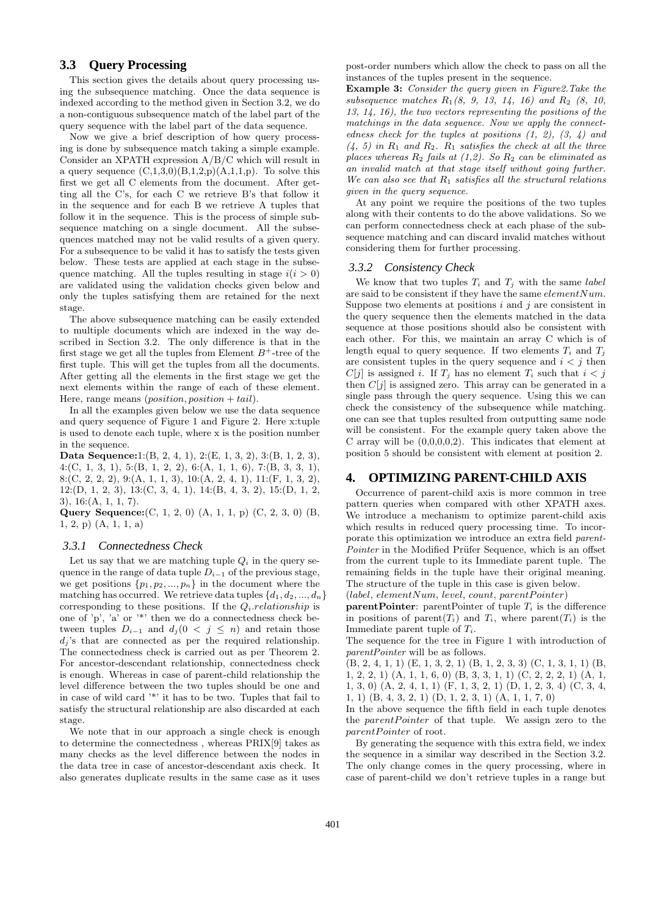### 3.3 Query Processing

This section gives the details about query processing using the subsequence matching. Once the data sequence is indexed according to the method given in Section 3.2, we do a non-contiguous subsequence match of the label part of the query sequence with the label part of the data sequence.

Now we give a brief description of how query processing is done by subsequence match taking a simple example. Consider an XPATH expression A/B/C which will result in a query sequence (C,1,3,0)(B,1,2,p)(A,1,1,p). To solve this first we get all C elements from the document. After getting all the C's, for each C we retrieve B's that follow it in the sequence and for each B we retrieve A tuples that follow it in the sequence. This is the process of simple subsequence matching on a single document. All the subsequences matched may not be valid results of a given query. For a subsequence to be valid it has to satisfy the tests given below. These tests are applied at each stage in the subsequence matching. All the tuples resulting in stage $i (i > 0)$ are validated using the validation checks given below and only the tuples satisfying them are retained for the next stage.

The above subsequence matching can be easily extended to multiple documents which are indexed in the way described in Section 3.2. The only difference is that in the first stage we get all the tuples from Element $B^+$-tree of the first tuple. This will get the tuples from all the documents. After getting all the elements in the first stage we get the next elements within the range of each of these element. Here, range means $(position, position + tail)$.

In all the examples given below we use the data sequence and query sequence of Figure 1 and Figure 2. Here x:tuple is used to denote each tuple, where x is the position number in the sequence.

**Data Sequence:**1:(B, 2, 4, 1), 2:(E, 1, 3, 2), 3:(B, 1, 2, 3), 4:(C, 1, 3, 1), 5:(B, 1, 2, 2), 6:(A, 1, 1, 6), 7:(B, 3, 3, 1), 8:(C, 2, 2, 2), 9:(A, 1, 1, 3), 10:(A, 2, 4, 1), 11:(F, 1, 3, 2), 12:(D, 1, 2, 3), 13:(C, 3, 4, 1), 14:(B, 4, 3, 2), 15:(D, 1, 2, 3), 16:(A, 1, 1, 7).

**Query Sequence:**(C, 1, 2, 0) (A, 1, 1, p) (C, 2, 3, 0) (B, 1, 2, p) (A, 1, 1, a)

#### 3.3.1 Connectedness Check

Let us say that we are matching tuple $Q_i$ in the query sequence in the range of data tuple $D_{i-1}$ of the previous stage, we get positions $\{p_1, p_2, ..., p_n\}$ in the document where the matching has occurred. We retrieve data tuples $\{d_1, d_2, ..., d_n\}$ corresponding to these positions. If the $Q_i.relationship$ is one of 'p', 'a' or '*' then we do a connectedness check between tuples $D_{i-1}$ and $d_j (0 < j \leq n)$ and retain those $d_j$'s that are connected as per the required relationship. The connectedness check is carried out as per Theorem 2. For ancestor-descendant relationship, connectedness check is enough. Whereas in case of parent-child relationship the level difference between the two tuples should be one and in case of wild card '*' it has to be two. Tuples that fail to satisfy the structural relationship are also discarded at each stage.

We note that in our approach a single check is enough to determine the connectedness , whereas PRIX[9] takes as many checks as the level difference between the nodes in the data tree in case of ancestor-descendant axis check. It also generates duplicate results in the same case as it uses post-order numbers which allow the check to pass on all the instances of the tuples present in the sequence.

**Example 3:** *Consider the query given in Figure2. Take the subsequence matches $R_1$(8, 9, 13, 14, 16) and $R_2$ (8, 10, 13, 14, 16), the two vectors representing the positions of the matchings in the data sequence. Now we apply the connectedness check for the tuples at positions (1, 2), (3, 4) and (4, 5) in $R_1$ and $R_2$. $R_1$ satisfies the check at all the three places whereas $R_2$ fails at (1,2). So $R_2$ can be eliminated as an invalid match at that stage itself without going further. We can also see that $R_1$ satisfies all the structural relations given in the query sequence.*

At any point we require the positions of the two tuples along with their contents to do the above validations. So we can perform connectedness check at each phase of the subsequence matching and can discard invalid matches without considering them for further processing.

#### 3.3.2 Consistency Check

We know that two tuples $T_i$ and $T_j$ with the same *label* are said to be consistent if they have the same *elementNum*. Suppose two elements at positions $i$ and $j$ are consistent in the query sequence then the elements matched in the data sequence at those positions should also be consistent with each other. For this, we maintain an array C which is of length equal to query sequence. If two elements $T_i$ and $T_j$ are consistent tuples in the query sequence and $i < j$ then $C[j]$ is assigned $i$. If $T_j$ has no element $T_i$ such that $i < j$ then $C[j]$ is assigned zero. This array can be generated in a single pass through the query sequence. Using this we can check the consistency of the subsequence while matching. one can see that tuples resulted from outputting same node will be consistent. For the example query taken above the C array will be (0,0,0,0,2). This indicates that element at position 5 should be consistent with element at position 2.

## 4. OPTIMIZING PARENT-CHILD AXIS

Occurrence of parent-child axis is more common in tree pattern queries when compared with other XPATH axes. We introduce a mechanism to optimize parent-child axis which results in reduced query processing time. To incorporate this optimization we introduce an extra field *parentPointer* in the Modified Prüfer Sequence, which is an offset from the current tuple to its Immediate parent tuple. The remaining fields in the tuple have their original meaning. The structure of the tuple in this case is given below.

(*label*, *elementNum*, *level*, *count*, *parentPointer*)

**parentPointer**: parentPointer of tuple $T_i$ is the difference in positions of parent($T_i$) and $T_i$, where parent($T_i$) is the Immediate parent tuple of $T_i$.

The sequence for the tree in Figure 1 with introduction of *parentPointer* will be as follows.

(B, 2, 4, 1, 1) (E, 1, 3, 2, 1) (B, 1, 2, 3, 3) (C, 1, 3, 1, 1) (B, 1, 2, 2, 1) (A, 1, 1, 6, 0) (B, 3, 3, 1, 1) (C, 2, 2, 2, 1) (A, 1, 1, 3, 0) (A, 2, 4, 1, 1) (F, 1, 3, 2, 1) (D, 1, 2, 3, 4) (C, 3, 4, 1, 1) (B, 4, 3, 2, 1) (D, 1, 2, 3, 1) (A, 1, 1, 7, 0)

In the above sequence the fifth field in each tuple denotes the *parentPointer* of that tuple. We assign zero to the *parentPointer* of root.

By generating the sequence with this extra field, we index the sequence in a similar way described in the Section 3.2. The only change comes in the query processing, where in case of parent-child we don't retrieve tuples in a range but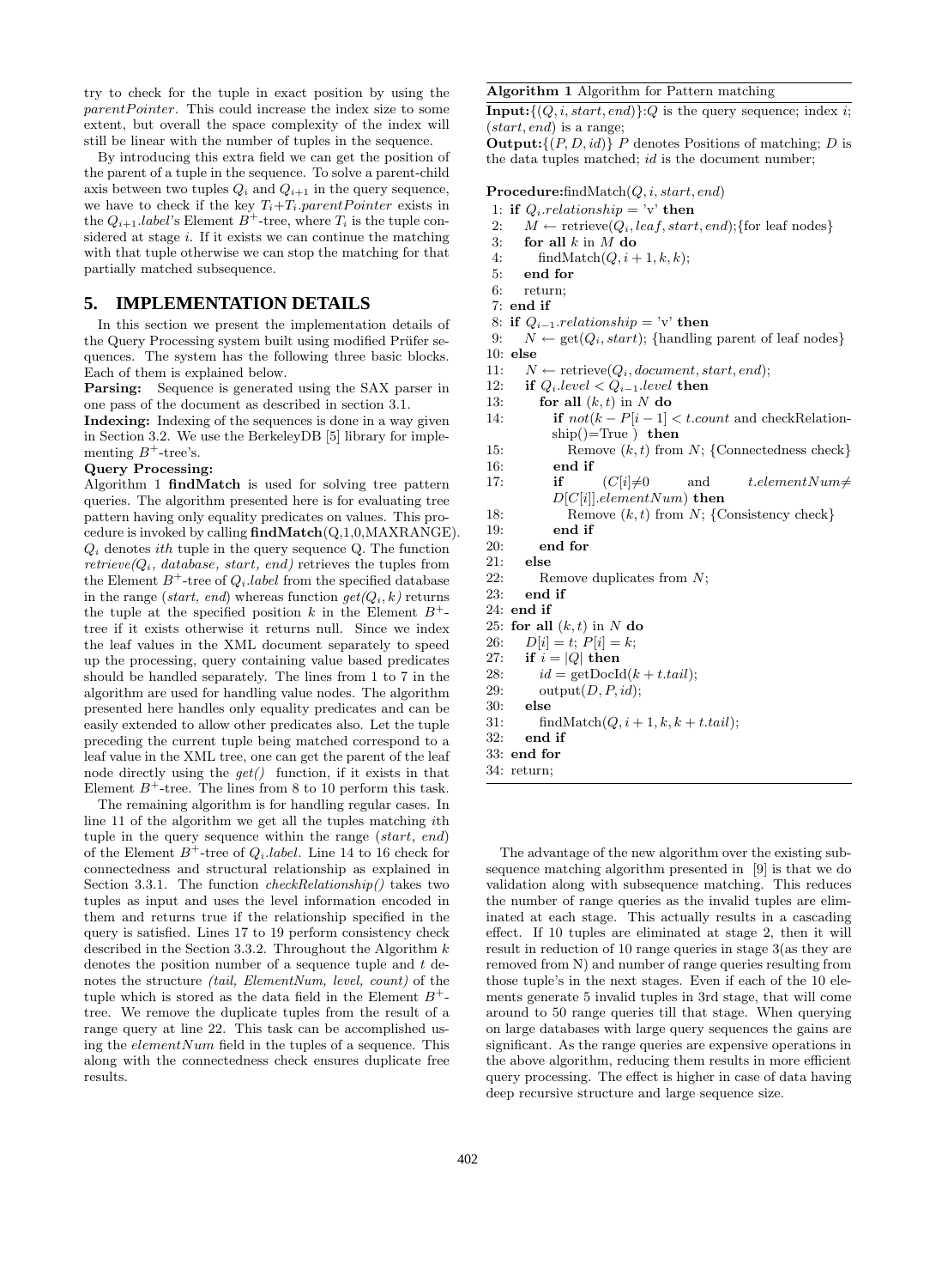try to check for the tuple in exact position by using the *parentPointer*. This could increase the index size to some extent, but overall the space complexity of the index will still be linear with the number of tuples in the sequence.

By introducing this extra field we can get the position of the parent of a tuple in the sequence. To solve a parent-child axis between two tuples $Q_i$ and $Q_{i+1}$ in the query sequence, we have to check if the key $T_i$+$T_i$.*parentPointer* exists in the $Q_{i+1}$.*label*'s Element $B^+$-tree, where $T_i$ is the tuple considered at stage $i$. If it exists we can continue the matching with that tuple otherwise we can stop the matching for that partially matched subsequence.

## 5. IMPLEMENTATION DETAILS

In this section we present the implementation details of the Query Processing system built using modified Prüfer sequences. The system has the following three basic blocks. Each of them is explained below.

**Parsing:** Sequence is generated using the SAX parser in one pass of the document as described in section 3.1.

**Indexing:** Indexing of the sequences is done in a way given in Section 3.2. We use the BerkeleyDB [5] library for implementing $B^+$-tree's.

**Query Processing:**

Algorithm 1 **findMatch** is used for solving tree pattern queries. The algorithm presented here is for evaluating tree pattern having only equality predicates on values. This procedure is invoked by calling **findMatch**(Q,1,0,MAXRANGE). $Q_i$ denotes *ith* tuple in the query sequence Q. The function *retrieve($Q_i$, database, start, end)* retrieves the tuples from the Element $B^+$-tree of $Q_i$.*label* from the specified database in the range (*start, end*) whereas function *get($Q_i$, k)* returns the tuple at the specified position $k$ in the Element $B^+$-tree if it exists otherwise it returns null. Since we index the leaf values in the XML document separately to speed up the processing, query containing value based predicates should be handled separately. The lines from 1 to 7 in the algorithm are used for handling value nodes. The algorithm presented here handles only equality predicates and can be easily extended to allow other predicates also. Let the tuple preceding the current tuple being matched correspond to a leaf value in the XML tree, one can get the parent of the leaf node directly using the *get()* function, if it exists in that Element $B^+$-tree. The lines from 8 to 10 perform this task.

The remaining algorithm is for handling regular cases. In line 11 of the algorithm we get all the tuples matching $i$th tuple in the query sequence within the range (*start, end*) of the Element $B^+$-tree of $Q_i$.*label*. Line 14 to 16 check for connectedness and structural relationship as explained in Section 3.3.1. The function *checkRelationship()* takes two tuples as input and uses the level information encoded in them and returns true if the relationship specified in the query is satisfied. Lines 17 to 19 perform consistency check described in the Section 3.3.2. Throughout the Algorithm $k$ denotes the position number of a sequence tuple and $t$ denotes the structure *(tail, ElementNum, level, count)* of the tuple which is stored as the data field in the Element $B^+$-tree. We remove the duplicate tuples from the result of a range query at line 22. This task can be accomplished using the *elementNum* field in the tuples of a sequence. This along with the connectedness check ensures duplicate free results.

**Algorithm 1** Algorithm for Pattern matching

**Input:**{($Q, i, start, end$)}:$Q$ is the query sequence; index $i$; ($start, end$) is a range;

**Output:**{($P, D, id$)} $P$ denotes Positions of matching; $D$ is the data tuples matched; $id$ is the document number;

**Procedure:**findMatch($Q, i, start, end$)

```
1: if Q_i.relationship = 'v' then
2:    M ← retrieve(Q_i, leaf, start, end);{for leaf nodes}
3:    for all k in M do
4:       findMatch(Q, i+1, k, k);
5:    end for
6:    return;
7: end if
8: if Q_{i-1}.relationship = 'v' then
9:    N ← get(Q_i, start); {handling parent of leaf nodes}
10: else
11:    N ← retrieve(Q_i, document, start, end);
12:    if Q_i.level < Q_{i-1}.level then
13:       for all (k, t) in N do
14:          if not(k − P[i−1] < t.count and checkRelationship()=True ) then
15:             Remove (k, t) from N; {Connectedness check}
16:          end if
17:          if (C[i]≠0 and t.elementNum≠ D[C[i]].elementNum) then
18:             Remove (k, t) from N; {Consistency check}
19:          end if
20:       end for
21:    else
22:       Remove duplicates from N;
23:    end if
24: end if
25: for all (k, t) in N do
26:    D[i] = t; P[i] = k;
27:    if i = |Q| then
28:       id = getDocId(k + t.tail);
29:       output(D, P, id);
30:    else
31:       findMatch(Q, i+1, k, k + t.tail);
32:    end if
33: end for
34: return;
```

The advantage of the new algorithm over the existing subsequence matching algorithm presented in [9] is that we do validation along with subsequence matching. This reduces the number of range queries as the invalid tuples are eliminated at each stage. This actually results in a cascading effect. If 10 tuples are eliminated at stage 2, then it will result in reduction of 10 range queries in stage 3(as they are removed from N) and number of range queries resulting from those tuple's in the next stages. Even if each of the 10 elements generate 5 invalid tuples in 3rd stage, that will come around to 50 range queries till that stage. When querying on large databases with large query sequences the gains are significant. As the range queries are expensive operations in the above algorithm, reducing them results in more efficient query processing. The effect is higher in case of data having deep recursive structure and large sequence size.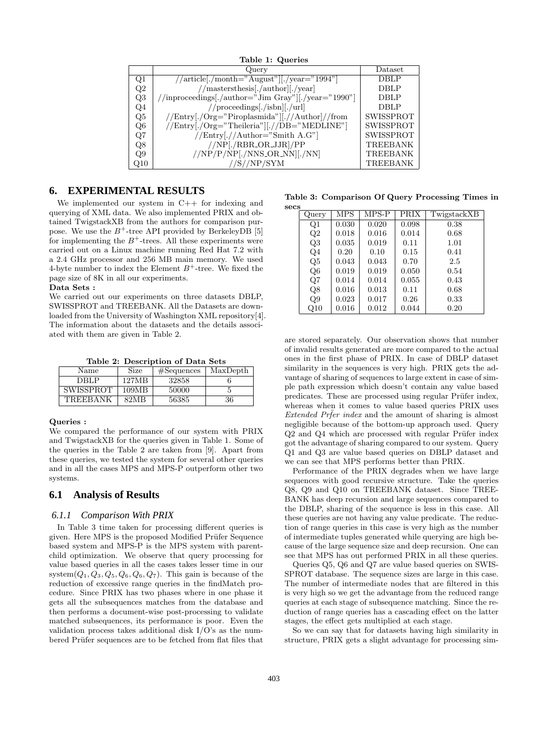**Table 1: Queries**

| | Query | Dataset |
|---|---|---|
| Q1 | //article[./month="August"][./year="1994"] | DBLP |
| Q2 | //mastersthesis[./author][./year] | DBLP |
| Q3 | //inproceedings[./author="Jim Gray"][./year="1990"] | DBLP |
| Q4 | //proceedings[./isbn][./url] | DBLP |
| Q5 | //Entry[./Org="Piroplasmida"][.//Author]//from | SWISSPROT |
| Q6 | //Entry[./Org="Theileria"][.//DB="MEDLINE"] | SWISSPROT |
| Q7 | //Entry[.//Author="Smith A.G"] | SWISSPROT |
| Q8 | //NP[./RBR_OR_JJR]/PP | TREEBANK |
| Q9 | //NP/P/NP[./NNS_OR_NN][./NN] | TREEBANK |
| Q10 | //S//NP/SYM | TREEBANK |

## 6. EXPERIMENTAL RESULTS

We implemented our system in C++ for indexing and querying of XML data. We also implemented PRIX and obtained TwigstackXB from the authors for comparison purpose. We use the $B^+$-tree API provided by BerkeleyDB [5] for implementing the $B^+$-trees. All these experiments were carried out on a Linux machine running Red Hat 7.2 with a 2.4 GHz processor and 256 MB main memory. We used 4-byte number to index the Element $B^+$-tree. We fixed the page size of 8K in all our experiments.

**Data Sets :**

We carried out our experiments on three datasets DBLP, SWISSPROT and TREEBANK. All the Datasets are downloaded from the University of Washington XML repository[4]. The information about the datasets and the details associated with them are given in Table 2.

**Table 2: Description of Data Sets**

| Name | Size | #Sequences | MaxDepth |
|---|---|---|---|
| DBLP | 127MB | 32858 | 6 |
| SWISSPROT | 109MB | 50000 | 5 |
| TREEBANK | 82MB | 56385 | 36 |

**Queries :**

We compared the performance of our system with PRIX and TwigstackXB for the queries given in Table 1. Some of the queries in the Table 2 are taken from [9]. Apart from these queries, we tested the system for several other queries and in all the cases MPS and MPS-P outperform other two systems.

### 6.1 Analysis of Results

#### 6.1.1 Comparison With PRIX

In Table 3 time taken for processing different queries is given. Here MPS is the proposed Modified Prüfer Sequence based system and MPS-P is the MPS system with parent-child optimization. We observe that query processing for value based queries in all the cases takes lesser time in our system($Q_1, Q_3, Q_5, Q_6, Q_6, Q_7$). This gain is because of the reduction of excessive range queries in the findMatch procedure. Since PRIX has two phases where in one phase it gets all the subsequences matches from the database and then performs a document-wise post-processing to validate matched subsequences, its performance is poor. Even the validation process takes additional disk I/O's as the numbered Prüfer sequences are to be fetched from flat files that

**Table 3: Comparison Of Query Processing Times in secs**

| Query | MPS | MPS-P | PRIX | TwigstackXB |
|---|---|---|---|---|
| Q1 | 0.030 | 0.020 | 0.098 | 0.38 |
| Q2 | 0.018 | 0.016 | 0.014 | 0.68 |
| Q3 | 0.035 | 0.019 | 0.11 | 1.01 |
| Q4 | 0.20 | 0.10 | 0.15 | 0.41 |
| Q5 | 0.043 | 0.043 | 0.70 | 2.5 |
| Q6 | 0.019 | 0.019 | 0.050 | 0.54 |
| Q7 | 0.014 | 0.014 | 0.055 | 0.43 |
| Q8 | 0.016 | 0.013 | 0.11 | 0.68 |
| Q9 | 0.023 | 0.017 | 0.26 | 0.33 |
| Q10 | 0.016 | 0.012 | 0.044 | 0.20 |

are stored separately. Our observation shows that number of invalid results generated are more compared to the actual ones in the first phase of PRIX. In case of DBLP dataset similarity in the sequences is very high. PRIX gets the advantage of sharing of sequences to large extent in case of simple path expression which doesn't contain any value based predicates. These are processed using regular Prüfer index, whereas when it comes to value based queries PRIX uses *Extended Prfer index* and the amount of sharing is almost negligible because of the bottom-up approach used. Query Q2 and Q4 which are processed with regular Prüfer index got the advantage of sharing compared to our system. Query Q1 and Q3 are value based queries on DBLP dataset and we can see that MPS performs better than PRIX.

Performance of the PRIX degrades when we have large sequences with good recursive structure. Take the queries Q8, Q9 and Q10 on TREEBANK dataset. Since TREEBANK has deep recursion and large sequences compared to the DBLP, sharing of the sequence is less in this case. All these queries are not having any value predicate. The reduction of range queries in this case is very high as the number of intermediate tuples generated while querying are high because of the large sequence size and deep recursion. One can see that MPS has out performed PRIX in all these queries.

Queries Q5, Q6 and Q7 are value based queries on SWISSPROT database. The sequence sizes are large in this case. The number of intermediate nodes that are filtered in this is very high so we get the advantage from the reduced range queries at each stage of subsequence matching. Since the reduction of range queries has a cascading effect on the latter stages, the effect gets multiplied at each stage.

So we can say that for datasets having high similarity in structure, PRIX gets a slight advantage for processing sim-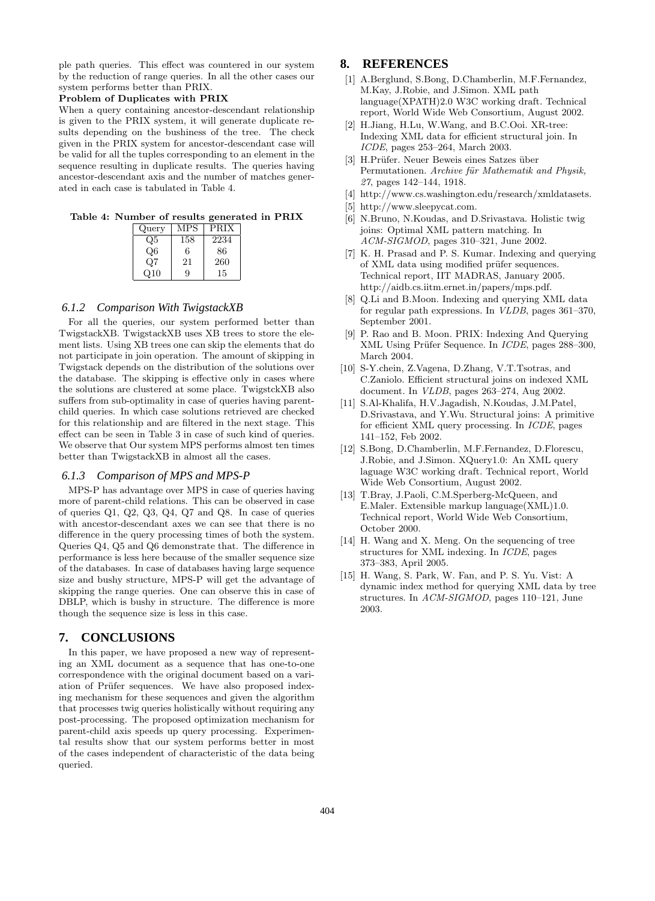ple path queries. This effect was countered in our system by the reduction of range queries. In all the other cases our system performs better than PRIX.

**Problem of Duplicates with PRIX**

When a query containing ancestor-descendant relationship is given to the PRIX system, it will generate duplicate results depending on the bushiness of the tree. The check given in the PRIX system for ancestor-descendant case will be valid for all the tuples corresponding to an element in the sequence resulting in duplicate results. The queries having ancestor-descendant axis and the number of matches generated in each case is tabulated in Table 4.

**Table 4: Number of results generated in PRIX**

| Query | MPS | PRIX |
|---|---|---|
| Q5 | 158 | 2234 |
| Q6 | 6 | 86 |
| Q7 | 21 | 260 |
| Q10 | 9 | 15 |

### 6.1.2 Comparison With TwigstackXB

For all the queries, our system performed better than TwigstackXB. TwigstackXB uses XB trees to store the element lists. Using XB trees one can skip the elements that do not participate in join operation. The amount of skipping in Twigstack depends on the distribution of the solutions over the database. The skipping is effective only in cases where the solutions are clustered at some place. TwigstckXB also suffers from sub-optimality in case of queries having parent-child queries. In which case solutions retrieved are checked for this relationship and are filtered in the next stage. This effect can be seen in Table 3 in case of such kind of queries. We observe that Our system MPS performs almost ten times better than TwigstackXB in almost all the cases.

### 6.1.3 Comparison of MPS and MPS-P

MPS-P has advantage over MPS in case of queries having more of parent-child relations. This can be observed in case of queries Q1, Q2, Q3, Q4, Q7 and Q8. In case of queries with ancestor-descendant axes we can see that there is no difference in the query processing times of both the system. Queries Q4, Q5 and Q6 demonstrate that. The difference in performance is less here because of the smaller sequence size of the databases. In case of databases having large sequence size and bushy structure, MPS-P will get the advantage of skipping the range queries. One can observe this in case of DBLP, which is bushy in structure. The difference is more though the sequence size is less in this case.

## 7. CONCLUSIONS

In this paper, we have proposed a new way of representing an XML document as a sequence that has one-to-one correspondence with the original document based on a variation of Prüfer sequences. We have also proposed indexing mechanism for these sequences and given the algorithm that processes twig queries holistically without requiring any post-processing. The proposed optimization mechanism for parent-child axis speeds up query processing. Experimental results show that our system performs better in most of the cases independent of characteristic of the data being queried.

## 8. REFERENCES

[1] A.Berglund, S.Bong, D.Chamberlin, M.F.Fernandez, M.Kay, J.Robie, and J.Simon. XML path language(XPATH)2.0 W3C working draft. Technical report, World Wide Web Consortium, August 2002.

[2] H.Jiang, H.Lu, W.Wang, and B.C.Ooi. XR-tree: Indexing XML data for efficient structural join. In *ICDE*, pages 253–264, March 2003.

[3] H.Prüfer. Neuer Beweis eines Satzes über Permutationen. *Archive für Mathematik and Physik, 27*, pages 142–144, 1918.

[4] http://www.cs.washington.edu/research/xmldatasets.

[5] http://www.sleepycat.com.

[6] N.Bruno, N.Koudas, and D.Srivastava. Holistic twig joins: Optimal XML pattern matching. In *ACM-SIGMOD*, pages 310–321, June 2002.

[7] K. H. Prasad and P. S. Kumar. Indexing and querying of XML data using modified prüfer sequences. Technical report, IIT MADRAS, January 2005. http://aidb.cs.iitm.ernet.in/papers/mps.pdf.

[8] Q.Li and B.Moon. Indexing and querying XML data for regular path expressions. In *VLDB*, pages 361–370, September 2001.

[9] P. Rao and B. Moon. PRIX: Indexing And Querying XML Using Prüfer Sequence. In *ICDE*, pages 288–300, March 2004.

[10] S-Y.chein, Z.Vagena, D.Zhang, V.T.Tsotras, and C.Zaniolo. Efficient structural joins on indexed XML document. In *VLDB*, pages 263–274, Aug 2002.

[11] S.Al-Khalifa, H.V.Jagadish, N.Koudas, J.M.Patel, D.Srivastava, and Y.Wu. Structural joins: A primitive for efficient XML query processing. In *ICDE*, pages 141–152, Feb 2002.

[12] S.Bong, D.Chamberlin, M.F.Fernandez, D.Florescu, J.Robie, and J.Simon. XQuery1.0: An XML query laguage W3C working draft. Technical report, World Wide Web Consortium, August 2002.

[13] T.Bray, J.Paoli, C.M.Sperberg-McQueen, and E.Maler. Extensible markup language(XML)1.0. Technical report, World Wide Web Consortium, October 2000.

[14] H. Wang and X. Meng. On the sequencing of tree structures for XML indexing. In *ICDE*, pages 373–383, April 2005.

[15] H. Wang, S. Park, W. Fan, and P. S. Yu. Vist: A dynamic index method for querying XML data by tree structures. In *ACM-SIGMOD*, pages 110–121, June 2003.